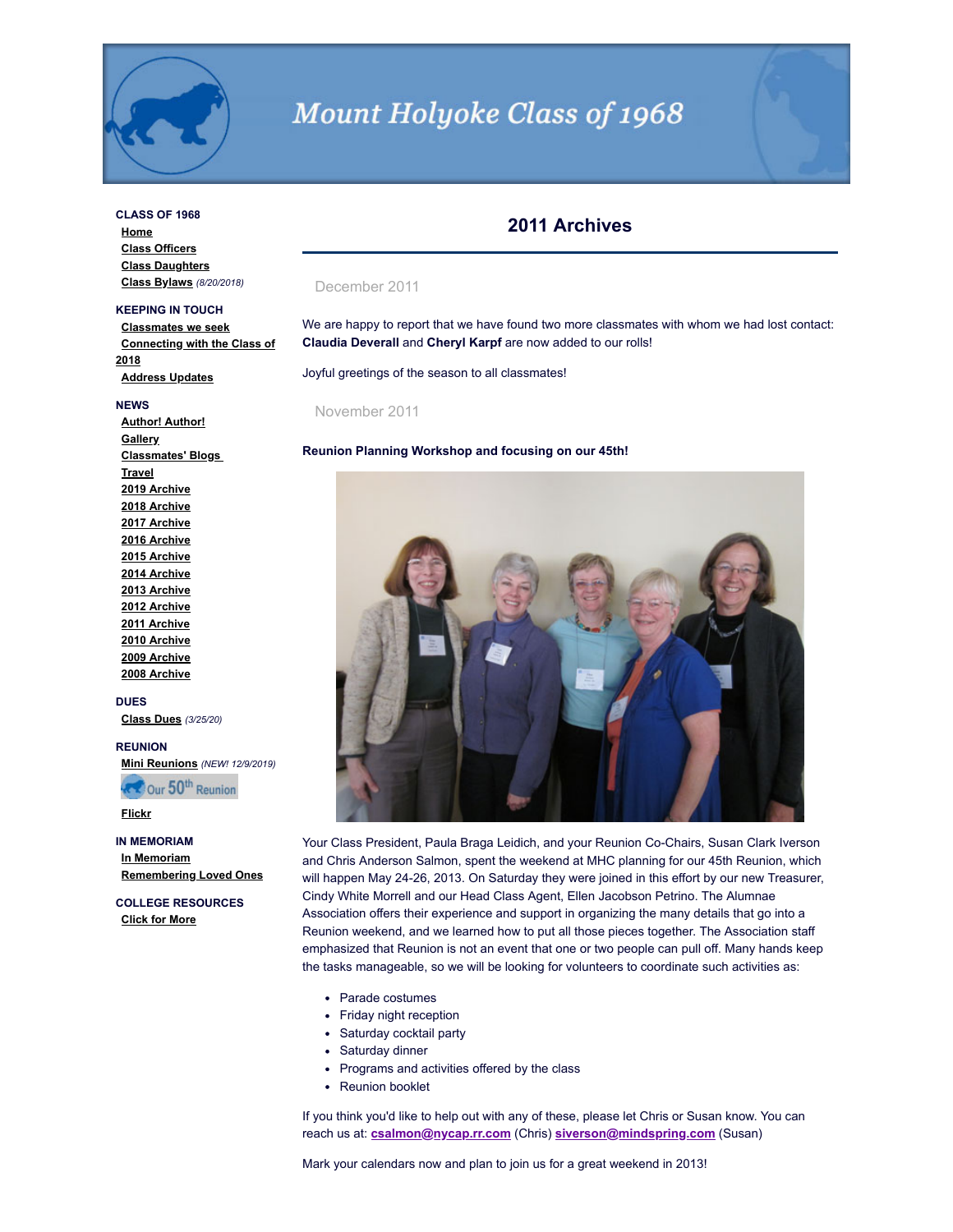# Mount Holyoke Class of 1968

**CLASS OF 1968**
- Home
- Class Officers
- Class Daughters
- Class Bylaws *(8/20/2018)*

**KEEPING IN TOUCH**
- Classmates we seek
- Connecting with the Class of 2018
- Address Updates

**NEWS**
- Author! Author!
- Gallery
- Classmates' Blogs
- Travel
- 2019 Archive
- 2018 Archive
- 2017 Archive
- 2016 Archive
- 2015 Archive
- 2014 Archive
- 2013 Archive
- 2012 Archive
- 2011 Archive
- 2010 Archive
- 2009 Archive
- 2008 Archive

**DUES**
- Class Dues *(3/25/20)*

**REUNION**
- Mini Reunions *(NEW! 12/9/2019)*
- Our 50th Reunion
- Flickr

**IN MEMORIAM**
- In Memoriam
- Remembering Loved Ones

**COLLEGE RESOURCES**
- Click for More

## 2011 Archives

### December 2011

We are happy to report that we have found two more classmates with whom we had lost contact: **Claudia Deverall** and **Cheryl Karpf** are now added to our rolls!

Joyful greetings of the season to all classmates!

### November 2011

**Reunion Planning Workshop and focusing on our 45th!**

Your Class President, Paula Braga Leidich, and your Reunion Co-Chairs, Susan Clark Iverson and Chris Anderson Salmon, spent the weekend at MHC planning for our 45th Reunion, which will happen May 24-26, 2013. On Saturday they were joined in this effort by our new Treasurer, Cindy White Morrell and our Head Class Agent, Ellen Jacobson Petrino. The Alumnae Association offers their experience and support in organizing the many details that go into a Reunion weekend, and we learned how to put all those pieces together. The Association staff emphasized that Reunion is not an event that one or two people can pull off. Many hands keep the tasks manageable, so we will be looking for volunteers to coordinate such activities as:

- Parade costumes
- Friday night reception
- Saturday cocktail party
- Saturday dinner
- Programs and activities offered by the class
- Reunion booklet

If you think you'd like to help out with any of these, please let Chris or Susan know. You can reach us at: csalmon@nycap.rr.com (Chris) siverson@mindspring.com (Susan)

Mark your calendars now and plan to join us for a great weekend in 2013!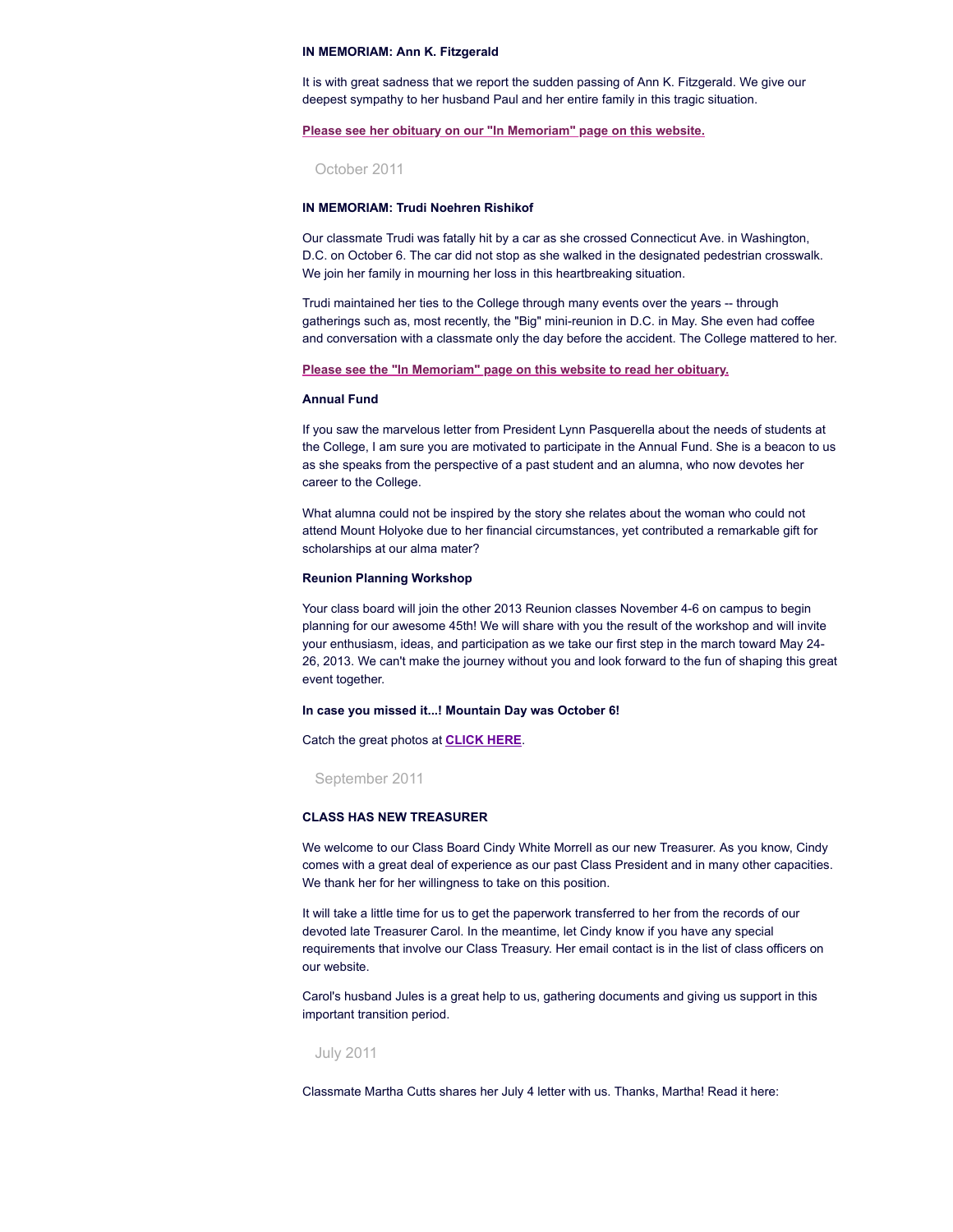**IN MEMORIAM: Ann K. Fitzgerald**

It is with great sadness that we report the sudden passing of Ann K. Fitzgerald. We give our deepest sympathy to her husband Paul and her entire family in this tragic situation.

**Please see her obituary on our "In Memoriam" page on this website.**

## October 2011

**IN MEMORIAM: Trudi Noehren Rishikof**

Our classmate Trudi was fatally hit by a car as she crossed Connecticut Ave. in Washington, D.C. on October 6. The car did not stop as she walked in the designated pedestrian crosswalk. We join her family in mourning her loss in this heartbreaking situation.

Trudi maintained her ties to the College through many events over the years -- through gatherings such as, most recently, the "Big" mini-reunion in D.C. in May. She even had coffee and conversation with a classmate only the day before the accident. The College mattered to her.

**Please see the "In Memoriam" page on this website to read her obituary.**

**Annual Fund**

If you saw the marvelous letter from President Lynn Pasquerella about the needs of students at the College, I am sure you are motivated to participate in the Annual Fund. She is a beacon to us as she speaks from the perspective of a past student and an alumna, who now devotes her career to the College.

What alumna could not be inspired by the story she relates about the woman who could not attend Mount Holyoke due to her financial circumstances, yet contributed a remarkable gift for scholarships at our alma mater?

**Reunion Planning Workshop**

Your class board will join the other 2013 Reunion classes November 4-6 on campus to begin planning for our awesome 45th! We will share with you the result of the workshop and will invite your enthusiasm, ideas, and participation as we take our first step in the march toward May 24-26, 2013. We can't make the journey without you and look forward to the fun of shaping this great event together.

**In case you missed it...! Mountain Day was October 6!**

Catch the great photos at **CLICK HERE**.

## September 2011

**CLASS HAS NEW TREASURER**

We welcome to our Class Board Cindy White Morrell as our new Treasurer. As you know, Cindy comes with a great deal of experience as our past Class President and in many other capacities. We thank her for her willingness to take on this position.

It will take a little time for us to get the paperwork transferred to her from the records of our devoted late Treasurer Carol. In the meantime, let Cindy know if you have any special requirements that involve our Class Treasury. Her email contact is in the list of class officers on our website.

Carol's husband Jules is a great help to us, gathering documents and giving us support in this important transition period.

## July 2011

Classmate Martha Cutts shares her July 4 letter with us. Thanks, Martha! Read it here: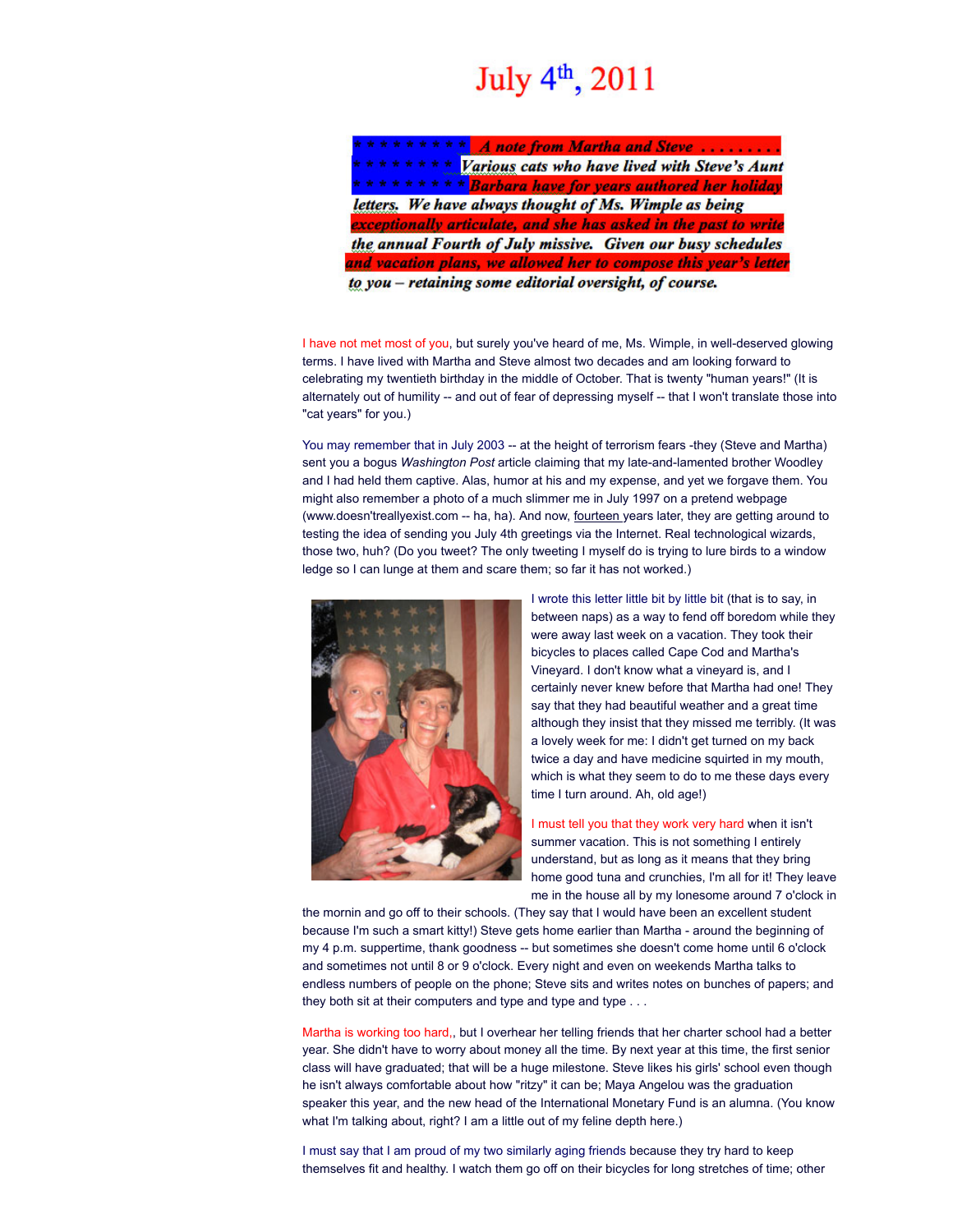# July 4th, 2011

***A note from Martha and Steve . . . . . . . . . Various cats who have lived with Steve's Aunt Barbara have for years authored her holiday letters. We have always thought of Ms. Wimple as being exceptionally articulate, and she has asked in the past to write the annual Fourth of July missive. Given our busy schedules and vacation plans, we allowed her to compose this year's letter to you – retaining some editorial oversight, of course.***

I have not met most of you, but surely you've heard of me, Ms. Wimple, in well-deserved glowing terms. I have lived with Martha and Steve almost two decades and am looking forward to celebrating my twentieth birthday in the middle of October. That is twenty "human years!" (It is alternately out of humility -- and out of fear of depressing myself -- that I won't translate those into "cat years" for you.)

You may remember that in July 2003 -- at the height of terrorism fears -they (Steve and Martha) sent you a bogus *Washington Post* article claiming that my late-and-lamented brother Woodley and I had held them captive. Alas, humor at his and my expense, and yet we forgave them. You might also remember a photo of a much slimmer me in July 1997 on a pretend webpage (www.doesn'treallyexist.com -- ha, ha). And now, fourteen years later, they are getting around to testing the idea of sending you July 4th greetings via the Internet. Real technological wizards, those two, huh? (Do you tweet? The only tweeting I myself do is trying to lure birds to a window ledge so I can lunge at them and scare them; so far it has not worked.)

I wrote this letter little bit by little bit (that is to say, in between naps) as a way to fend off boredom while they were away last week on a vacation. They took their bicycles to places called Cape Cod and Martha's Vineyard. I don't know what a vineyard is, and I certainly never knew before that Martha had one! They say that they had beautiful weather and a great time although they insist that they missed me terribly. (It was a lovely week for me: I didn't get turned on my back twice a day and have medicine squirted in my mouth, which is what they seem to do to me these days every time I turn around. Ah, old age!)

I must tell you that they work very hard when it isn't summer vacation. This is not something I entirely understand, but as long as it means that they bring home good tuna and crunchies, I'm all for it! They leave me in the house all by my lonesome around 7 o'clock in the mornin and go off to their schools. (They say that I would have been an excellent student because I'm such a smart kitty!) Steve gets home earlier than Martha - around the beginning of my 4 p.m. suppertime, thank goodness -- but sometimes she doesn't come home until 6 o'clock and sometimes not until 8 or 9 o'clock. Every night and even on weekends Martha talks to endless numbers of people on the phone; Steve sits and writes notes on bunches of papers; and they both sit at their computers and type and type and type . . .

Martha is working too hard,, but I overhear her telling friends that her charter school had a better year. She didn't have to worry about money all the time. By next year at this time, the first senior class will have graduated; that will be a huge milestone. Steve likes his girls' school even though he isn't always comfortable about how "ritzy" it can be; Maya Angelou was the graduation speaker this year, and the new head of the International Monetary Fund is an alumna. (You know what I'm talking about, right? I am a little out of my feline depth here.)

I must say that I am proud of my two similarly aging friends because they try hard to keep themselves fit and healthy. I watch them go off on their bicycles for long stretches of time; other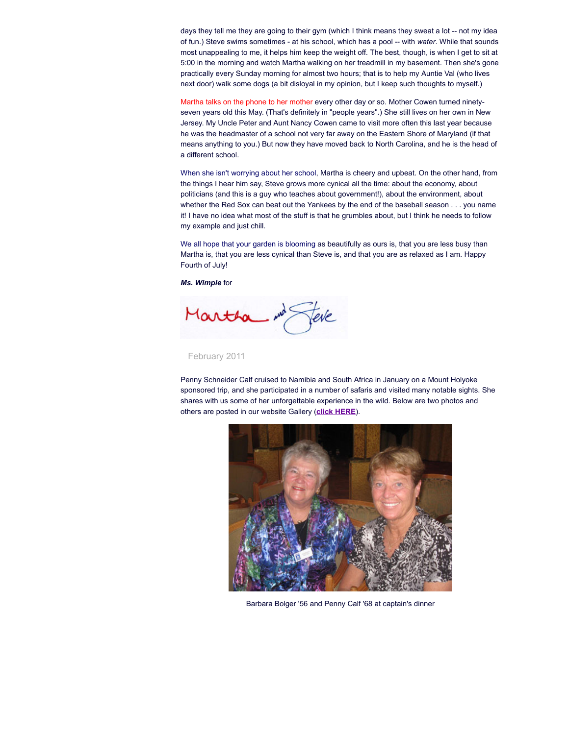days they tell me they are going to their gym (which I think means they sweat a lot -- not my idea of fun.) Steve swims sometimes - at his school, which has a pool -- with *water*. While that sounds most unappealing to me, it helps him keep the weight off. The best, though, is when I get to sit at 5:00 in the morning and watch Martha walking on her treadmill in my basement. Then she's gone practically every Sunday morning for almost two hours; that is to help my Auntie Val (who lives next door) walk some dogs (a bit disloyal in my opinion, but I keep such thoughts to myself.)

Martha talks on the phone to her mother every other day or so. Mother Cowen turned ninety-seven years old this May. (That's definitely in "people years".) She still lives on her own in New Jersey. My Uncle Peter and Aunt Nancy Cowen came to visit more often this last year because he was the headmaster of a school not very far away on the Eastern Shore of Maryland (if that means anything to you.) But now they have moved back to North Carolina, and he is the head of a different school.

When she isn't worrying about her school, Martha is cheery and upbeat. On the other hand, from the things I hear him say, Steve grows more cynical all the time: about the economy, about politicians (and this is a guy who teaches about government!), about the environment, about whether the Red Sox can beat out the Yankees by the end of the baseball season . . . you name it! I have no idea what most of the stuff is that he grumbles about, but I think he needs to follow my example and just chill.

We all hope that your garden is blooming as beautifully as ours is, that you are less busy than Martha is, that you are less cynical than Steve is, and that you are as relaxed as I am. Happy Fourth of July!

***Ms. Wimple*** for

Martha and Steve

February 2011

Penny Schneider Calf cruised to Namibia and South Africa in January on a Mount Holyoke sponsored trip, and she participated in a number of safaris and visited many notable sights. She shares with us some of her unforgettable experience in the wild. Below are two photos and others are posted in our website Gallery (**click HERE**).

Barbara Bolger '56 and Penny Calf '68 at captain's dinner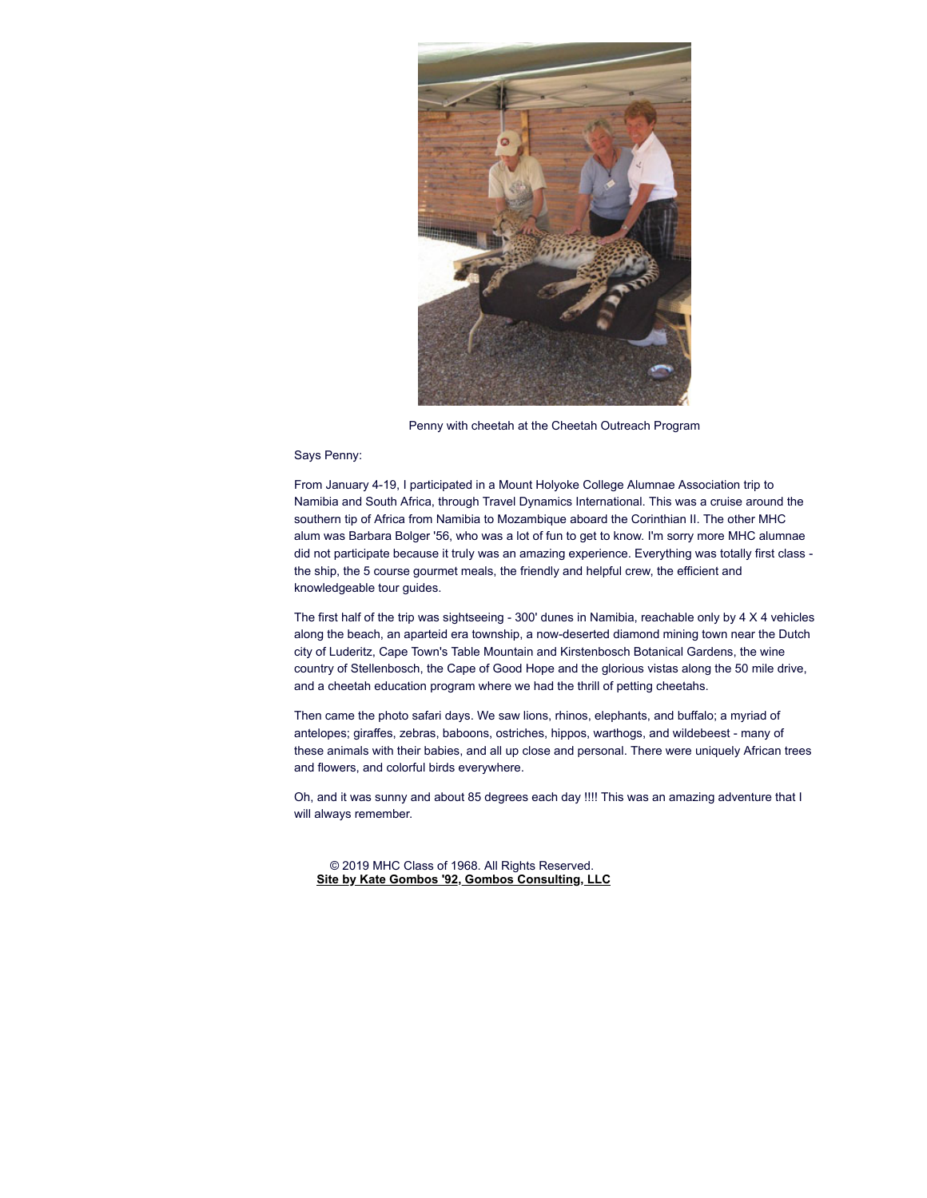Penny with cheetah at the Cheetah Outreach Program

Says Penny:

From January 4-19, I participated in a Mount Holyoke College Alumnae Association trip to Namibia and South Africa, through Travel Dynamics International. This was a cruise around the southern tip of Africa from Namibia to Mozambique aboard the Corinthian II. The other MHC alum was Barbara Bolger '56, who was a lot of fun to get to know. I'm sorry more MHC alumnae did not participate because it truly was an amazing experience. Everything was totally first class - the ship, the 5 course gourmet meals, the friendly and helpful crew, the efficient and knowledgeable tour guides.

The first half of the trip was sightseeing - 300' dunes in Namibia, reachable only by 4 X 4 vehicles along the beach, an aparteid era township, a now-deserted diamond mining town near the Dutch city of Luderitz, Cape Town's Table Mountain and Kirstenbosch Botanical Gardens, the wine country of Stellenbosch, the Cape of Good Hope and the glorious vistas along the 50 mile drive, and a cheetah education program where we had the thrill of petting cheetahs.

Then came the photo safari days. We saw lions, rhinos, elephants, and buffalo; a myriad of antelopes; giraffes, zebras, baboons, ostriches, hippos, warthogs, and wildebeest - many of these animals with their babies, and all up close and personal. There were uniquely African trees and flowers, and colorful birds everywhere.

Oh, and it was sunny and about 85 degrees each day !!!! This was an amazing adventure that I will always remember.

© 2019 MHC Class of 1968. All Rights Reserved.
**Site by Kate Gombos '92, Gombos Consulting, LLC**